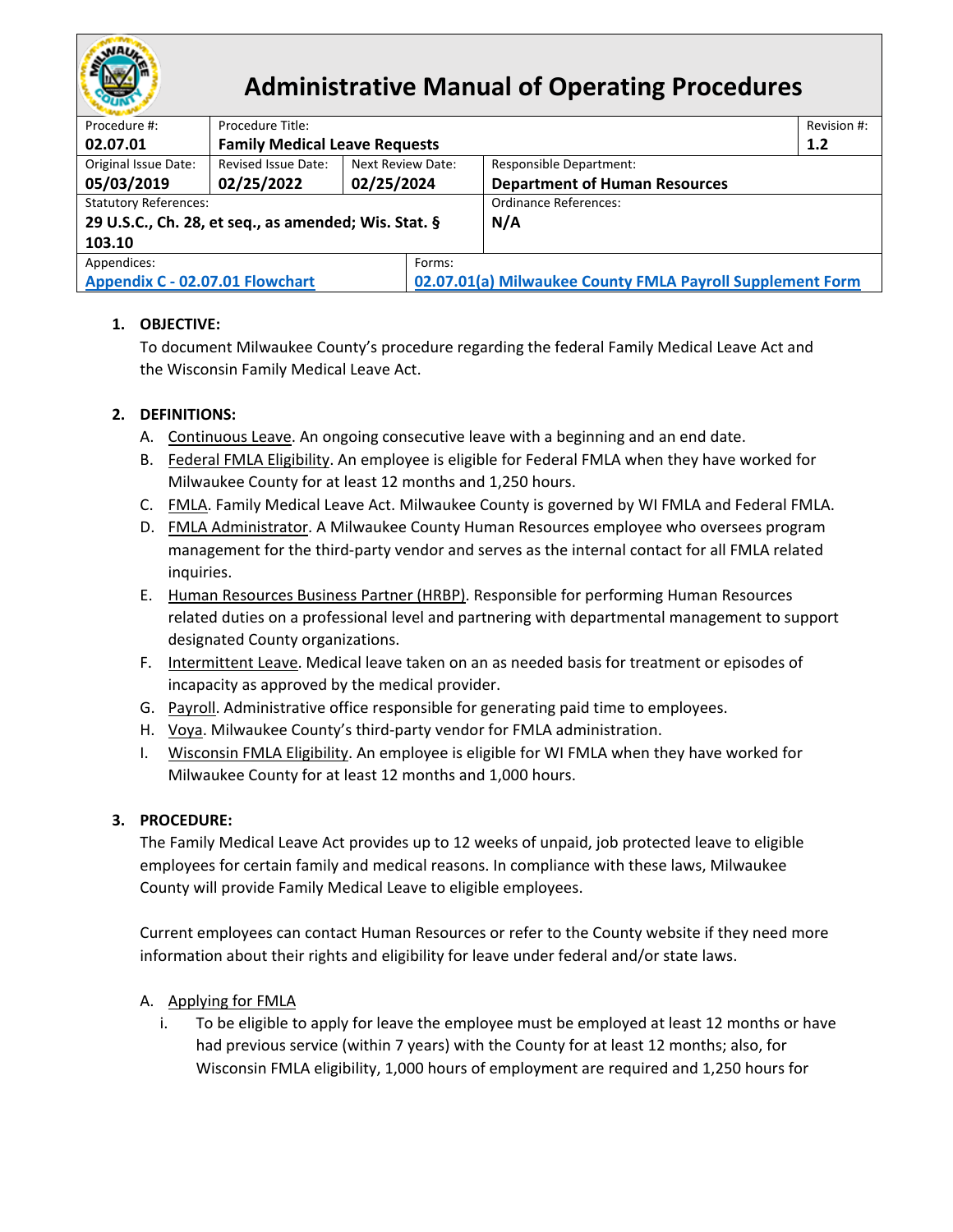# Administrative Manual of Operating Procedures

| Procedure #: | Procedure Title: | | | Revision #: |
|---|---|---|---|---|
| **02.07.01** | **Family Medical Leave Requests** | | | **1.2** |
| Original Issue Date: **05/03/2019** | Revised Issue Date: **02/25/2022** | Next Review Date: **02/25/2024** | Responsible Department: **Department of Human Resources** | |
| Statutory References: **29 U.S.C., Ch. 28, et seq., as amended; Wis. Stat. § 103.10** | | | Ordinance References: **N/A** | |
| Appendices: **Appendix C - 02.07.01 Flowchart** | | Forms: **02.07.01(a) Milwaukee County FMLA Payroll Supplement Form** | | |

1. **OBJECTIVE:**
   To document Milwaukee County's procedure regarding the federal Family Medical Leave Act and the Wisconsin Family Medical Leave Act.

2. **DEFINITIONS:**
   A. Continuous Leave. An ongoing consecutive leave with a beginning and an end date.
   B. Federal FMLA Eligibility. An employee is eligible for Federal FMLA when they have worked for Milwaukee County for at least 12 months and 1,250 hours.
   C. FMLA. Family Medical Leave Act. Milwaukee County is governed by WI FMLA and Federal FMLA.
   D. FMLA Administrator. A Milwaukee County Human Resources employee who oversees program management for the third-party vendor and serves as the internal contact for all FMLA related inquiries.
   E. Human Resources Business Partner (HRBP). Responsible for performing Human Resources related duties on a professional level and partnering with departmental management to support designated County organizations.
   F. Intermittent Leave. Medical leave taken on an as needed basis for treatment or episodes of incapacity as approved by the medical provider.
   G. Payroll. Administrative office responsible for generating paid time to employees.
   H. Voya. Milwaukee County's third-party vendor for FMLA administration.
   I. Wisconsin FMLA Eligibility. An employee is eligible for WI FMLA when they have worked for Milwaukee County for at least 12 months and 1,000 hours.

3. **PROCEDURE:**
   The Family Medical Leave Act provides up to 12 weeks of unpaid, job protected leave to eligible employees for certain family and medical reasons. In compliance with these laws, Milwaukee County will provide Family Medical Leave to eligible employees.

   Current employees can contact Human Resources or refer to the County website if they need more information about their rights and eligibility for leave under federal and/or state laws.

   A. Applying for FMLA
      i. To be eligible to apply for leave the employee must be employed at least 12 months or have had previous service (within 7 years) with the County for at least 12 months; also, for Wisconsin FMLA eligibility, 1,000 hours of employment are required and 1,250 hours for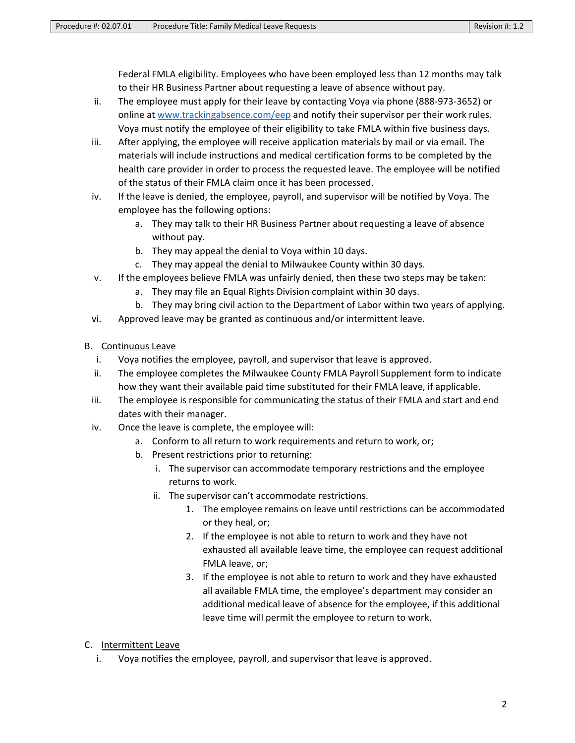Federal FMLA eligibility. Employees who have been employed less than 12 months may talk to their HR Business Partner about requesting a leave of absence without pay.

ii. The employee must apply for their leave by contacting Voya via phone (888-973-3652) or online at [www.trackingabsence.com/eep](http://www.trackingabsence.com/eep) and notify their supervisor per their work rules. Voya must notify the employee of their eligibility to take FMLA within five business days.

iii. After applying, the employee will receive application materials by mail or via email. The materials will include instructions and medical certification forms to be completed by the health care provider in order to process the requested leave. The employee will be notified of the status of their FMLA claim once it has been processed.

iv. If the leave is denied, the employee, payroll, and supervisor will be notified by Voya. The employee has the following options:
   a. They may talk to their HR Business Partner about requesting a leave of absence without pay.
   b. They may appeal the denial to Voya within 10 days.
   c. They may appeal the denial to Milwaukee County within 30 days.

v. If the employees believe FMLA was unfairly denied, then these two steps may be taken:
   a. They may file an Equal Rights Division complaint within 30 days.
   b. They may bring civil action to the Department of Labor within two years of applying.

vi. Approved leave may be granted as continuous and/or intermittent leave.

B. Continuous Leave

i. Voya notifies the employee, payroll, and supervisor that leave is approved.

ii. The employee completes the Milwaukee County FMLA Payroll Supplement form to indicate how they want their available paid time substituted for their FMLA leave, if applicable.

iii. The employee is responsible for communicating the status of their FMLA and start and end dates with their manager.

iv. Once the leave is complete, the employee will:
   a. Conform to all return to work requirements and return to work, or;
   b. Present restrictions prior to returning:
      i. The supervisor can accommodate temporary restrictions and the employee returns to work.
      ii. The supervisor can't accommodate restrictions.
         1. The employee remains on leave until restrictions can be accommodated or they heal, or;
         2. If the employee is not able to return to work and they have not exhausted all available leave time, the employee can request additional FMLA leave, or;
         3. If the employee is not able to return to work and they have exhausted all available FMLA time, the employee's department may consider an additional medical leave of absence for the employee, if this additional leave time will permit the employee to return to work.

C. Intermittent Leave

i. Voya notifies the employee, payroll, and supervisor that leave is approved.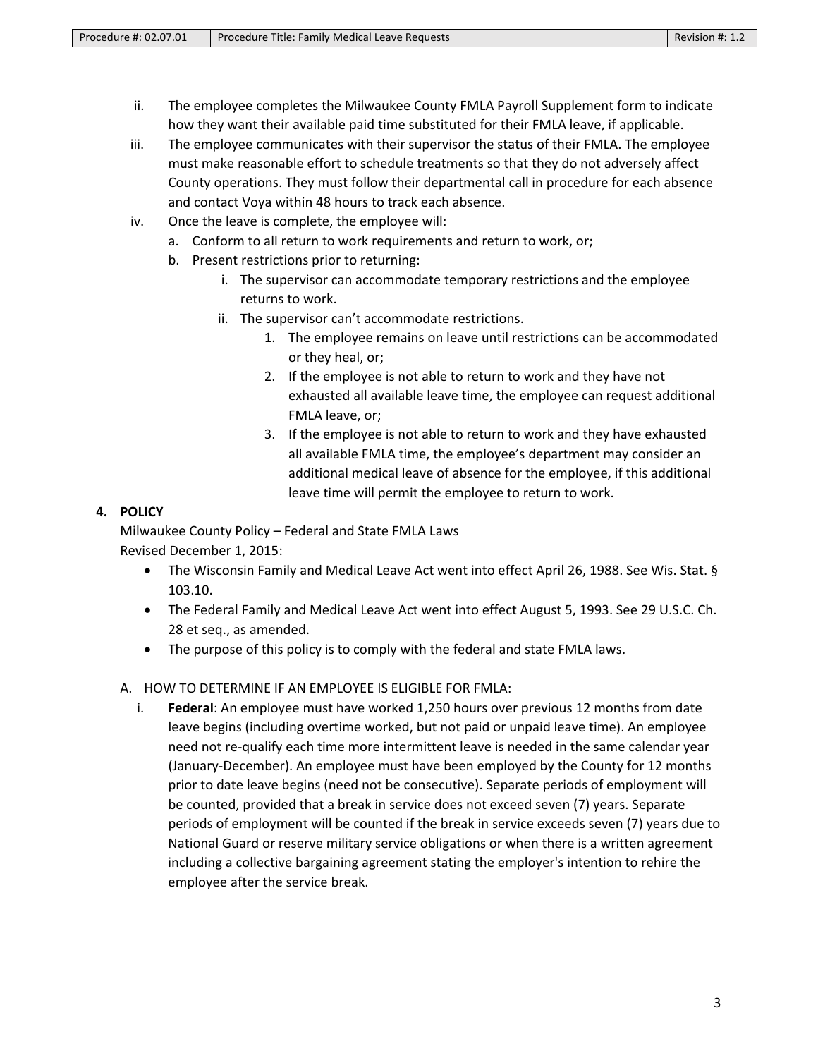ii. The employee completes the Milwaukee County FMLA Payroll Supplement form to indicate how they want their available paid time substituted for their FMLA leave, if applicable.

iii. The employee communicates with their supervisor the status of their FMLA. The employee must make reasonable effort to schedule treatments so that they do not adversely affect County operations. They must follow their departmental call in procedure for each absence and contact Voya within 48 hours to track each absence.

iv. Once the leave is complete, the employee will:

   a. Conform to all return to work requirements and return to work, or;
   b. Present restrictions prior to returning:
      i. The supervisor can accommodate temporary restrictions and the employee returns to work.
      ii. The supervisor can't accommodate restrictions.
         1. The employee remains on leave until restrictions can be accommodated or they heal, or;
         2. If the employee is not able to return to work and they have not exhausted all available leave time, the employee can request additional FMLA leave, or;
         3. If the employee is not able to return to work and they have exhausted all available FMLA time, the employee's department may consider an additional medical leave of absence for the employee, if this additional leave time will permit the employee to return to work.

**4. POLICY**

Milwaukee County Policy – Federal and State FMLA Laws
Revised December 1, 2015:

- The Wisconsin Family and Medical Leave Act went into effect April 26, 1988. See Wis. Stat. § 103.10.
- The Federal Family and Medical Leave Act went into effect August 5, 1993. See 29 U.S.C. Ch. 28 et seq., as amended.
- The purpose of this policy is to comply with the federal and state FMLA laws.

A. HOW TO DETERMINE IF AN EMPLOYEE IS ELIGIBLE FOR FMLA:

   i. **Federal**: An employee must have worked 1,250 hours over previous 12 months from date leave begins (including overtime worked, but not paid or unpaid leave time). An employee need not re-qualify each time more intermittent leave is needed in the same calendar year (January-December). An employee must have been employed by the County for 12 months prior to date leave begins (need not be consecutive). Separate periods of employment will be counted, provided that a break in service does not exceed seven (7) years. Separate periods of employment will be counted if the break in service exceeds seven (7) years due to National Guard or reserve military service obligations or when there is a written agreement including a collective bargaining agreement stating the employer's intention to rehire the employee after the service break.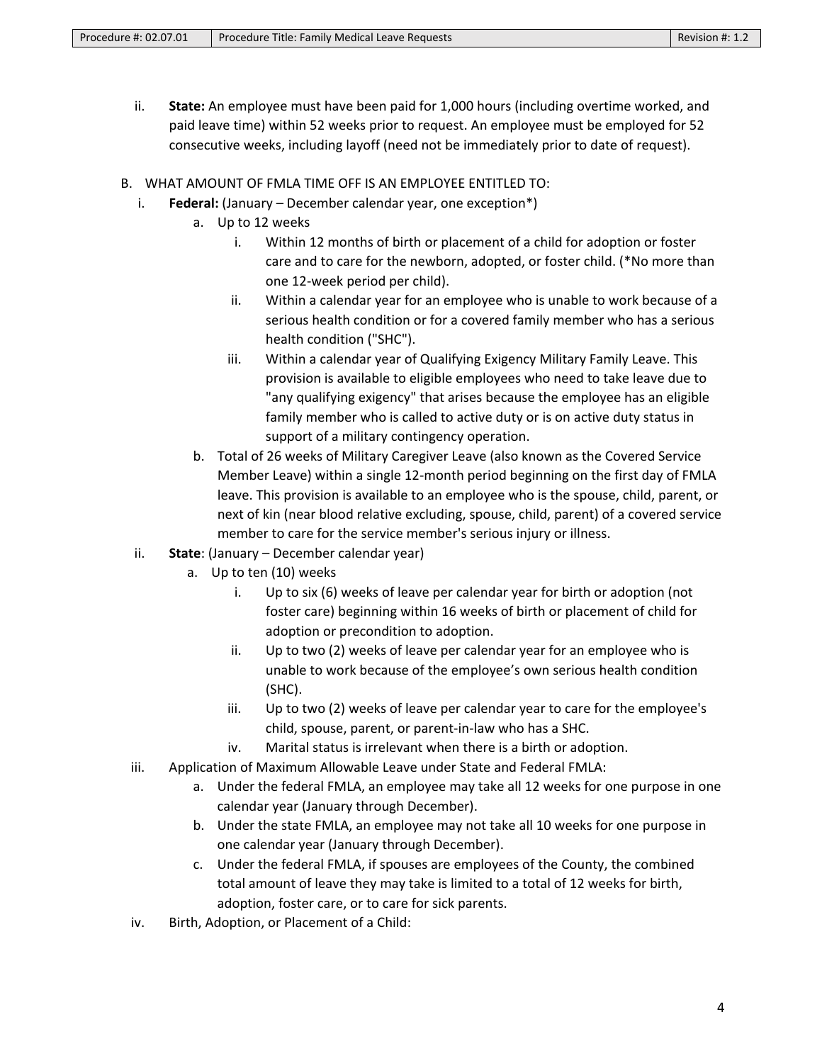ii. **State:** An employee must have been paid for 1,000 hours (including overtime worked, and paid leave time) within 52 weeks prior to request. An employee must be employed for 52 consecutive weeks, including layoff (need not be immediately prior to date of request).

B. WHAT AMOUNT OF FMLA TIME OFF IS AN EMPLOYEE ENTITLED TO:

i. **Federal:** (January – December calendar year, one exception*)

   a. Up to 12 weeks

      i. Within 12 months of birth or placement of a child for adoption or foster care and to care for the newborn, adopted, or foster child. (*No more than one 12-week period per child).

      ii. Within a calendar year for an employee who is unable to work because of a serious health condition or for a covered family member who has a serious health condition ("SHC").

      iii. Within a calendar year of Qualifying Exigency Military Family Leave. This provision is available to eligible employees who need to take leave due to "any qualifying exigency" that arises because the employee has an eligible family member who is called to active duty or is on active duty status in support of a military contingency operation.

   b. Total of 26 weeks of Military Caregiver Leave (also known as the Covered Service Member Leave) within a single 12-month period beginning on the first day of FMLA leave. This provision is available to an employee who is the spouse, child, parent, or next of kin (near blood relative excluding, spouse, child, parent) of a covered service member to care for the service member's serious injury or illness.

ii. **State**: (January – December calendar year)

   a. Up to ten (10) weeks

      i. Up to six (6) weeks of leave per calendar year for birth or adoption (not foster care) beginning within 16 weeks of birth or placement of child for adoption or precondition to adoption.

      ii. Up to two (2) weeks of leave per calendar year for an employee who is unable to work because of the employee's own serious health condition (SHC).

      iii. Up to two (2) weeks of leave per calendar year to care for the employee's child, spouse, parent, or parent-in-law who has a SHC.

      iv. Marital status is irrelevant when there is a birth or adoption.

iii. Application of Maximum Allowable Leave under State and Federal FMLA:

   a. Under the federal FMLA, an employee may take all 12 weeks for one purpose in one calendar year (January through December).

   b. Under the state FMLA, an employee may not take all 10 weeks for one purpose in one calendar year (January through December).

   c. Under the federal FMLA, if spouses are employees of the County, the combined total amount of leave they may take is limited to a total of 12 weeks for birth, adoption, foster care, or to care for sick parents.

iv. Birth, Adoption, or Placement of a Child: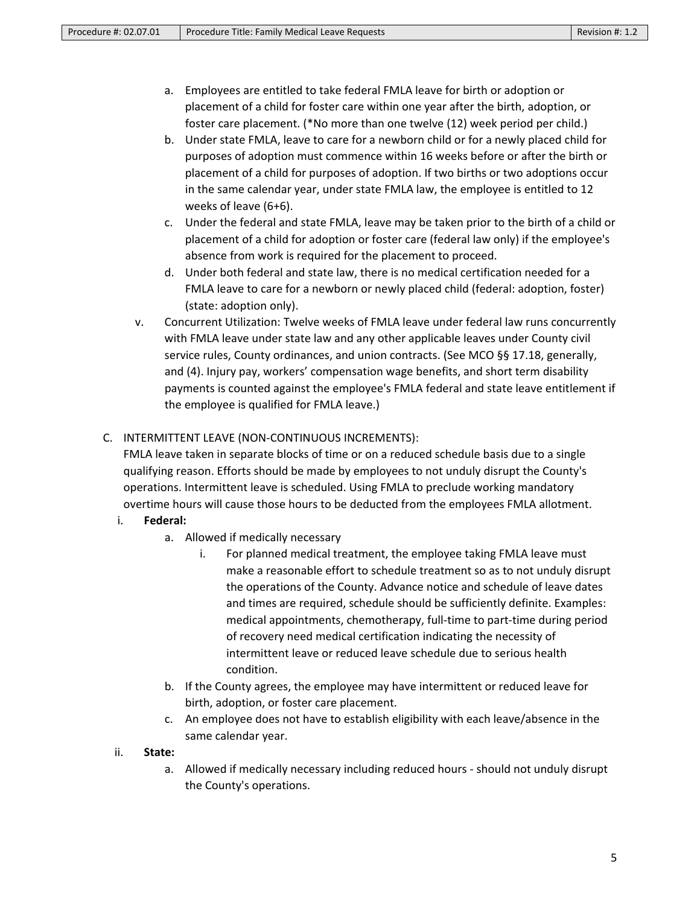a. Employees are entitled to take federal FMLA leave for birth or adoption or placement of a child for foster care within one year after the birth, adoption, or foster care placement. (*No more than one twelve (12) week period per child.)
b. Under state FMLA, leave to care for a newborn child or for a newly placed child for purposes of adoption must commence within 16 weeks before or after the birth or placement of a child for purposes of adoption. If two births or two adoptions occur in the same calendar year, under state FMLA law, the employee is entitled to 12 weeks of leave (6+6).
c. Under the federal and state FMLA, leave may be taken prior to the birth of a child or placement of a child for adoption or foster care (federal law only) if the employee's absence from work is required for the placement to proceed.
d. Under both federal and state law, there is no medical certification needed for a FMLA leave to care for a newborn or newly placed child (federal: adoption, foster) (state: adoption only).

v. Concurrent Utilization: Twelve weeks of FMLA leave under federal law runs concurrently with FMLA leave under state law and any other applicable leaves under County civil service rules, County ordinances, and union contracts. (See MCO §§ 17.18, generally, and (4). Injury pay, workers' compensation wage benefits, and short term disability payments is counted against the employee's FMLA federal and state leave entitlement if the employee is qualified for FMLA leave.)

C. INTERMITTENT LEAVE (NON-CONTINUOUS INCREMENTS):

FMLA leave taken in separate blocks of time or on a reduced schedule basis due to a single qualifying reason. Efforts should be made by employees to not unduly disrupt the County's operations. Intermittent leave is scheduled. Using FMLA to preclude working mandatory overtime hours will cause those hours to be deducted from the employees FMLA allotment.

i. **Federal:**
   a. Allowed if medically necessary
      i. For planned medical treatment, the employee taking FMLA leave must make a reasonable effort to schedule treatment so as to not unduly disrupt the operations of the County. Advance notice and schedule of leave dates and times are required, schedule should be sufficiently definite. Examples: medical appointments, chemotherapy, full-time to part-time during period of recovery need medical certification indicating the necessity of intermittent leave or reduced leave schedule due to serious health condition.
   b. If the County agrees, the employee may have intermittent or reduced leave for birth, adoption, or foster care placement.
   c. An employee does not have to establish eligibility with each leave/absence in the same calendar year.

ii. **State:**
   a. Allowed if medically necessary including reduced hours - should not unduly disrupt the County's operations.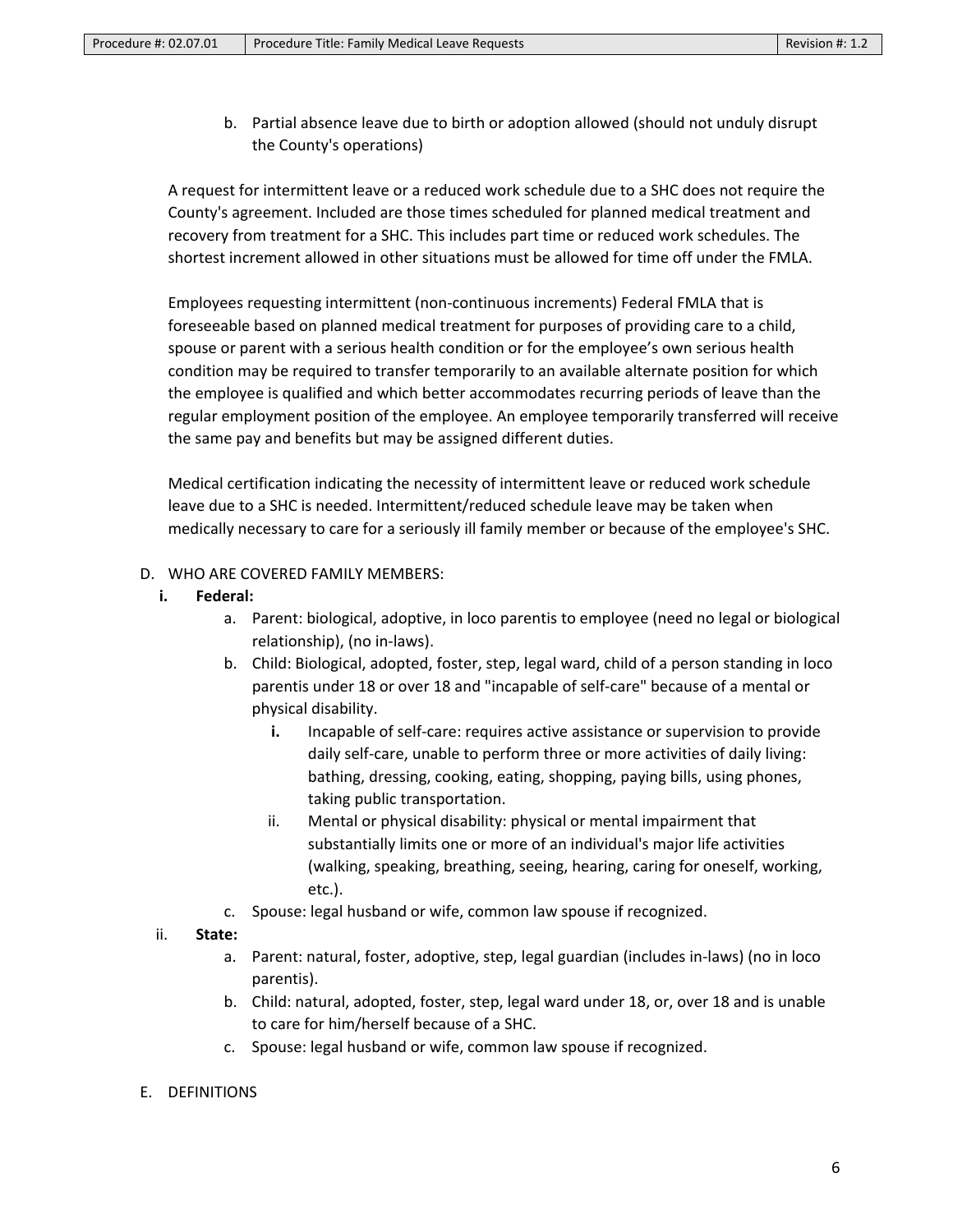b. Partial absence leave due to birth or adoption allowed (should not unduly disrupt the County's operations)

A request for intermittent leave or a reduced work schedule due to a SHC does not require the County's agreement. Included are those times scheduled for planned medical treatment and recovery from treatment for a SHC. This includes part time or reduced work schedules. The shortest increment allowed in other situations must be allowed for time off under the FMLA.

Employees requesting intermittent (non-continuous increments) Federal FMLA that is foreseeable based on planned medical treatment for purposes of providing care to a child, spouse or parent with a serious health condition or for the employee's own serious health condition may be required to transfer temporarily to an available alternate position for which the employee is qualified and which better accommodates recurring periods of leave than the regular employment position of the employee. An employee temporarily transferred will receive the same pay and benefits but may be assigned different duties.

Medical certification indicating the necessity of intermittent leave or reduced work schedule leave due to a SHC is needed. Intermittent/reduced schedule leave may be taken when medically necessary to care for a seriously ill family member or because of the employee's SHC.

D. WHO ARE COVERED FAMILY MEMBERS:

**i. Federal:**

a. Parent: biological, adoptive, in loco parentis to employee (need no legal or biological relationship), (no in-laws).

b. Child: Biological, adopted, foster, step, legal ward, child of a person standing in loco parentis under 18 or over 18 and "incapable of self-care" because of a mental or physical disability.

  **i.** Incapable of self-care: requires active assistance or supervision to provide daily self-care, unable to perform three or more activities of daily living: bathing, dressing, cooking, eating, shopping, paying bills, using phones, taking public transportation.

  ii. Mental or physical disability: physical or mental impairment that substantially limits one or more of an individual's major life activities (walking, speaking, breathing, seeing, hearing, caring for oneself, working, etc.).

c. Spouse: legal husband or wife, common law spouse if recognized.

ii. **State:**

a. Parent: natural, foster, adoptive, step, legal guardian (includes in-laws) (no in loco parentis).

b. Child: natural, adopted, foster, step, legal ward under 18, or, over 18 and is unable to care for him/herself because of a SHC.

c. Spouse: legal husband or wife, common law spouse if recognized.

E. DEFINITIONS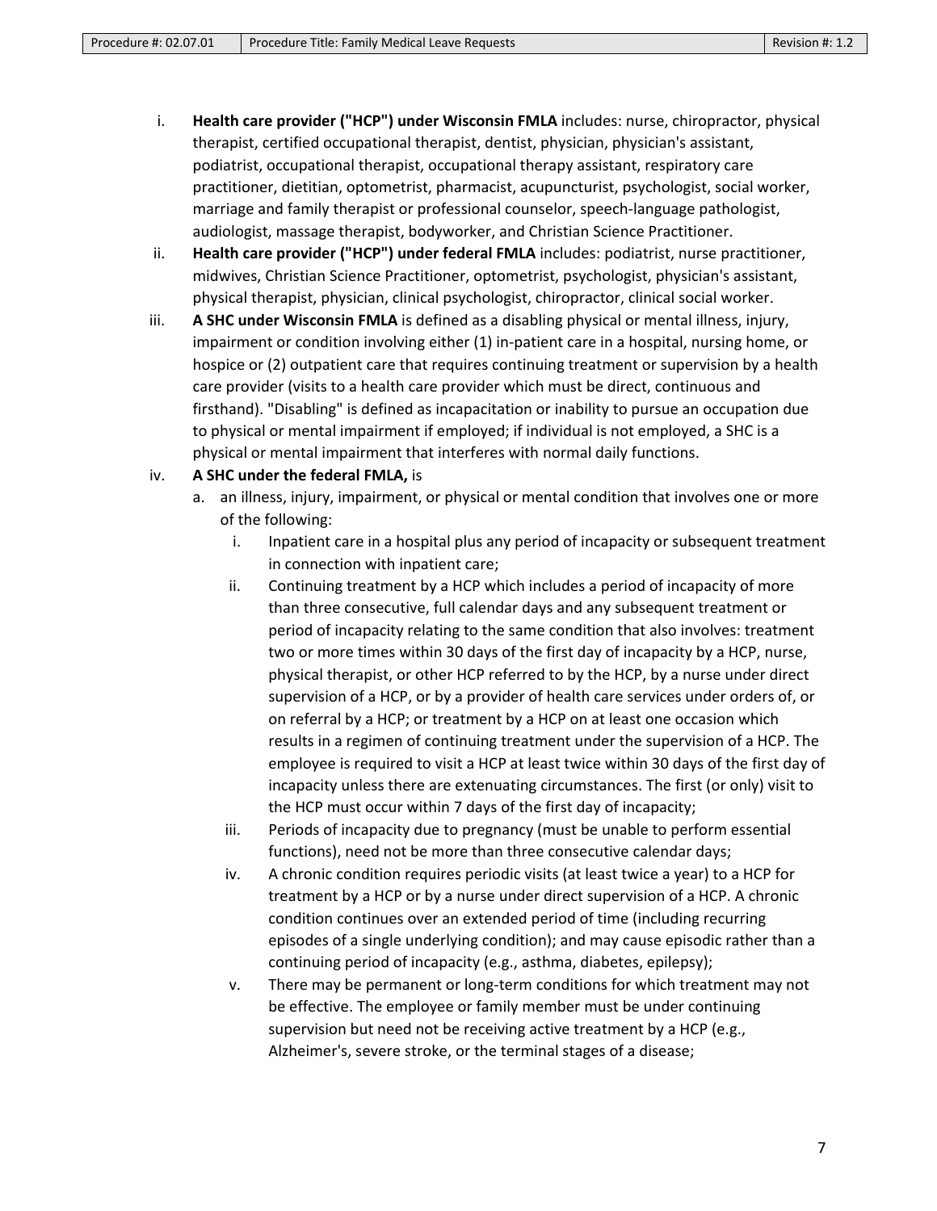i. **Health care provider ("HCP") under Wisconsin FMLA** includes: nurse, chiropractor, physical therapist, certified occupational therapist, dentist, physician, physician's assistant, podiatrist, occupational therapist, occupational therapy assistant, respiratory care practitioner, dietitian, optometrist, pharmacist, acupuncturist, psychologist, social worker, marriage and family therapist or professional counselor, speech-language pathologist, audiologist, massage therapist, bodyworker, and Christian Science Practitioner.

ii. **Health care provider ("HCP") under federal FMLA** includes: podiatrist, nurse practitioner, midwives, Christian Science Practitioner, optometrist, psychologist, physician's assistant, physical therapist, physician, clinical psychologist, chiropractor, clinical social worker.

iii. **A SHC under Wisconsin FMLA** is defined as a disabling physical or mental illness, injury, impairment or condition involving either (1) in-patient care in a hospital, nursing home, or hospice or (2) outpatient care that requires continuing treatment or supervision by a health care provider (visits to a health care provider which must be direct, continuous and firsthand). "Disabling" is defined as incapacitation or inability to pursue an occupation due to physical or mental impairment if employed; if individual is not employed, a SHC is a physical or mental impairment that interferes with normal daily functions.

iv. **A SHC under the federal FMLA,** is

   a. an illness, injury, impairment, or physical or mental condition that involves one or more of the following:

      i. Inpatient care in a hospital plus any period of incapacity or subsequent treatment in connection with inpatient care;

      ii. Continuing treatment by a HCP which includes a period of incapacity of more than three consecutive, full calendar days and any subsequent treatment or period of incapacity relating to the same condition that also involves: treatment two or more times within 30 days of the first day of incapacity by a HCP, nurse, physical therapist, or other HCP referred to by the HCP, by a nurse under direct supervision of a HCP, or by a provider of health care services under orders of, or on referral by a HCP; or treatment by a HCP on at least one occasion which results in a regimen of continuing treatment under the supervision of a HCP. The employee is required to visit a HCP at least twice within 30 days of the first day of incapacity unless there are extenuating circumstances. The first (or only) visit to the HCP must occur within 7 days of the first day of incapacity;

      iii. Periods of incapacity due to pregnancy (must be unable to perform essential functions), need not be more than three consecutive calendar days;

      iv. A chronic condition requires periodic visits (at least twice a year) to a HCP for treatment by a HCP or by a nurse under direct supervision of a HCP. A chronic condition continues over an extended period of time (including recurring episodes of a single underlying condition); and may cause episodic rather than a continuing period of incapacity (e.g., asthma, diabetes, epilepsy);

      v. There may be permanent or long-term conditions for which treatment may not be effective. The employee or family member must be under continuing supervision but need not be receiving active treatment by a HCP (e.g., Alzheimer's, severe stroke, or the terminal stages of a disease;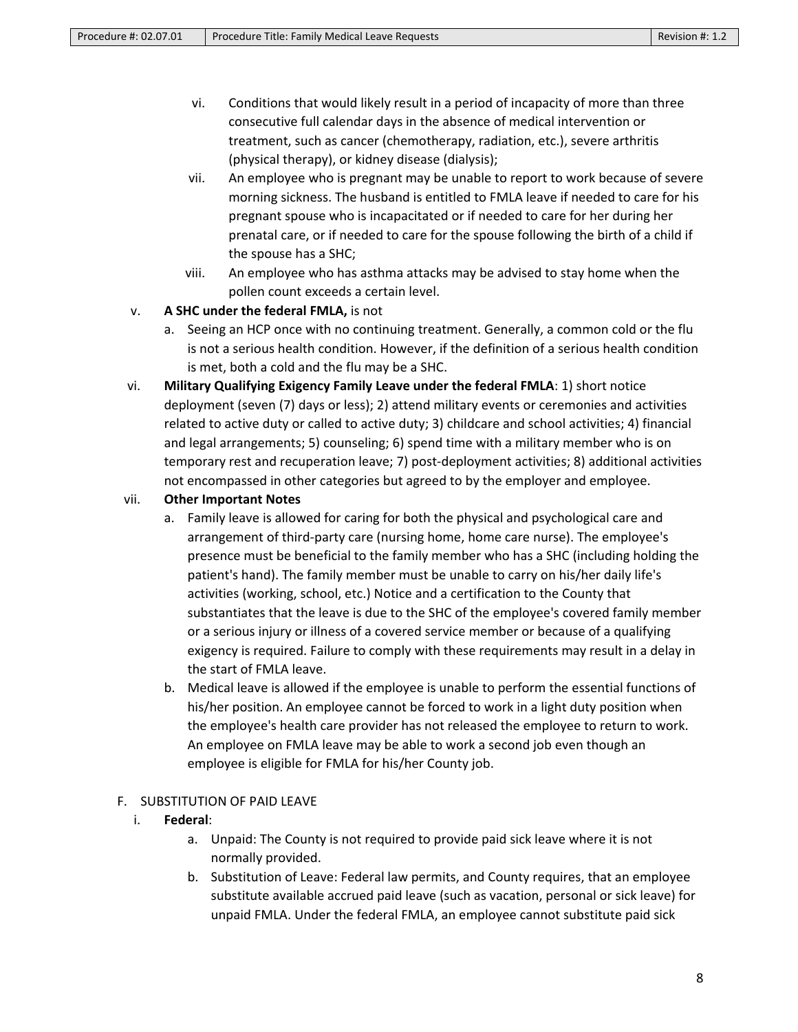vi. Conditions that would likely result in a period of incapacity of more than three consecutive full calendar days in the absence of medical intervention or treatment, such as cancer (chemotherapy, radiation, etc.), severe arthritis (physical therapy), or kidney disease (dialysis);

vii. An employee who is pregnant may be unable to report to work because of severe morning sickness. The husband is entitled to FMLA leave if needed to care for his pregnant spouse who is incapacitated or if needed to care for her during her prenatal care, or if needed to care for the spouse following the birth of a child if the spouse has a SHC;

viii. An employee who has asthma attacks may be advised to stay home when the pollen count exceeds a certain level.

v. **A SHC under the federal FMLA,** is not

a. Seeing an HCP once with no continuing treatment. Generally, a common cold or the flu is not a serious health condition. However, if the definition of a serious health condition is met, both a cold and the flu may be a SHC.

vi. **Military Qualifying Exigency Family Leave under the federal FMLA**: 1) short notice deployment (seven (7) days or less); 2) attend military events or ceremonies and activities related to active duty or called to active duty; 3) childcare and school activities; 4) financial and legal arrangements; 5) counseling; 6) spend time with a military member who is on temporary rest and recuperation leave; 7) post-deployment activities; 8) additional activities not encompassed in other categories but agreed to by the employer and employee.

vii. **Other Important Notes**

a. Family leave is allowed for caring for both the physical and psychological care and arrangement of third-party care (nursing home, home care nurse). The employee's presence must be beneficial to the family member who has a SHC (including holding the patient's hand). The family member must be unable to carry on his/her daily life's activities (working, school, etc.) Notice and a certification to the County that substantiates that the leave is due to the SHC of the employee's covered family member or a serious injury or illness of a covered service member or because of a qualifying exigency is required. Failure to comply with these requirements may result in a delay in the start of FMLA leave.

b. Medical leave is allowed if the employee is unable to perform the essential functions of his/her position. An employee cannot be forced to work in a light duty position when the employee's health care provider has not released the employee to return to work. An employee on FMLA leave may be able to work a second job even though an employee is eligible for FMLA for his/her County job.

F. SUBSTITUTION OF PAID LEAVE

i. **Federal**:

a. Unpaid: The County is not required to provide paid sick leave where it is not normally provided.

b. Substitution of Leave: Federal law permits, and County requires, that an employee substitute available accrued paid leave (such as vacation, personal or sick leave) for unpaid FMLA. Under the federal FMLA, an employee cannot substitute paid sick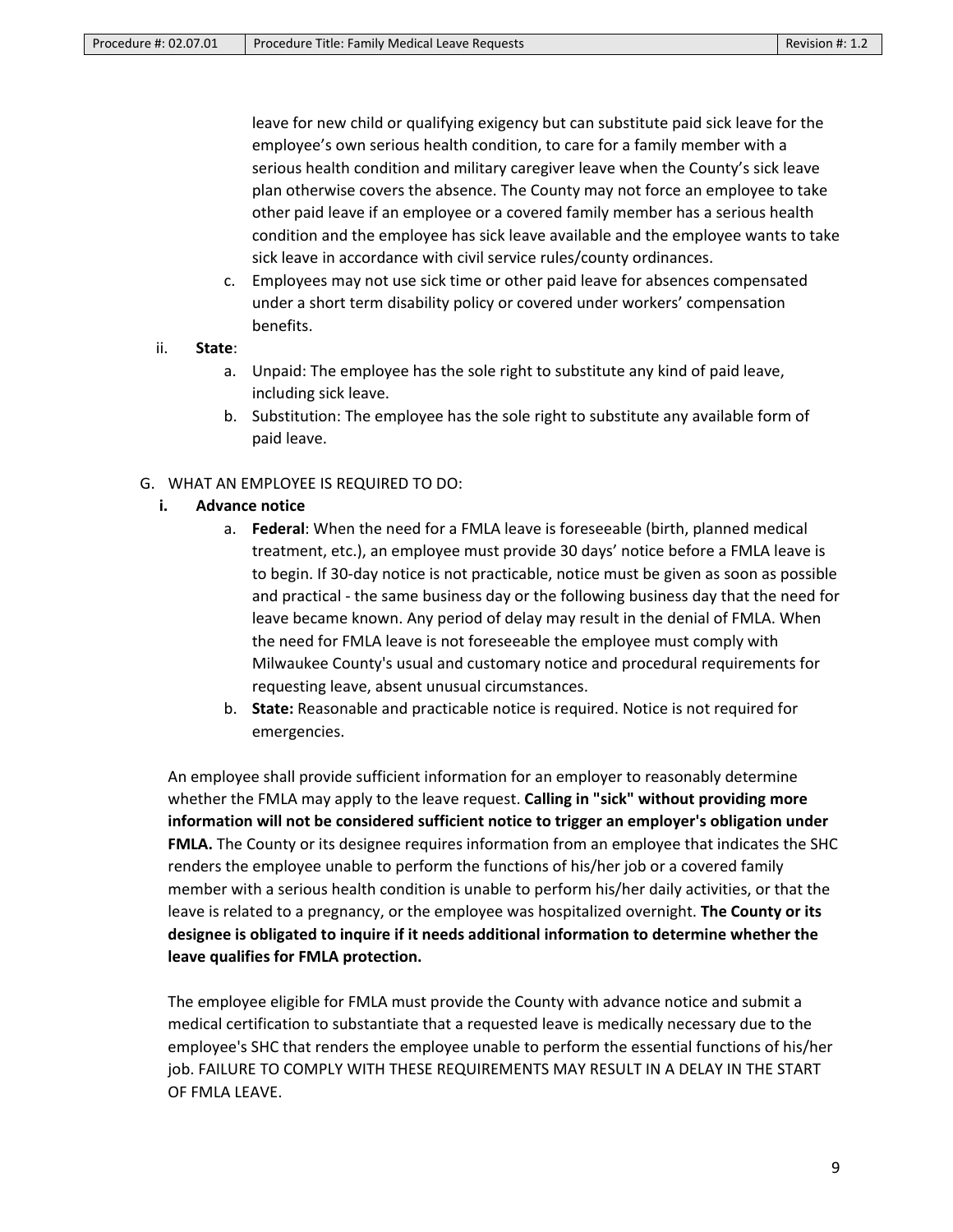leave for new child or qualifying exigency but can substitute paid sick leave for the employee's own serious health condition, to care for a family member with a serious health condition and military caregiver leave when the County's sick leave plan otherwise covers the absence. The County may not force an employee to take other paid leave if an employee or a covered family member has a serious health condition and the employee has sick leave available and the employee wants to take sick leave in accordance with civil service rules/county ordinances.

c. Employees may not use sick time or other paid leave for absences compensated under a short term disability policy or covered under workers' compensation benefits.

ii. **State**:

a. Unpaid: The employee has the sole right to substitute any kind of paid leave, including sick leave.

b. Substitution: The employee has the sole right to substitute any available form of paid leave.

G. WHAT AN EMPLOYEE IS REQUIRED TO DO:

**i. Advance notice**

a. **Federal**: When the need for a FMLA leave is foreseeable (birth, planned medical treatment, etc.), an employee must provide 30 days' notice before a FMLA leave is to begin. If 30-day notice is not practicable, notice must be given as soon as possible and practical - the same business day or the following business day that the need for leave became known. Any period of delay may result in the denial of FMLA. When the need for FMLA leave is not foreseeable the employee must comply with Milwaukee County's usual and customary notice and procedural requirements for requesting leave, absent unusual circumstances.

b. **State:** Reasonable and practicable notice is required. Notice is not required for emergencies.

An employee shall provide sufficient information for an employer to reasonably determine whether the FMLA may apply to the leave request. **Calling in "sick" without providing more information will not be considered sufficient notice to trigger an employer's obligation under FMLA.** The County or its designee requires information from an employee that indicates the SHC renders the employee unable to perform the functions of his/her job or a covered family member with a serious health condition is unable to perform his/her daily activities, or that the leave is related to a pregnancy, or the employee was hospitalized overnight. **The County or its designee is obligated to inquire if it needs additional information to determine whether the leave qualifies for FMLA protection.**

The employee eligible for FMLA must provide the County with advance notice and submit a medical certification to substantiate that a requested leave is medically necessary due to the employee's SHC that renders the employee unable to perform the essential functions of his/her job. FAILURE TO COMPLY WITH THESE REQUIREMENTS MAY RESULT IN A DELAY IN THE START OF FMLA LEAVE.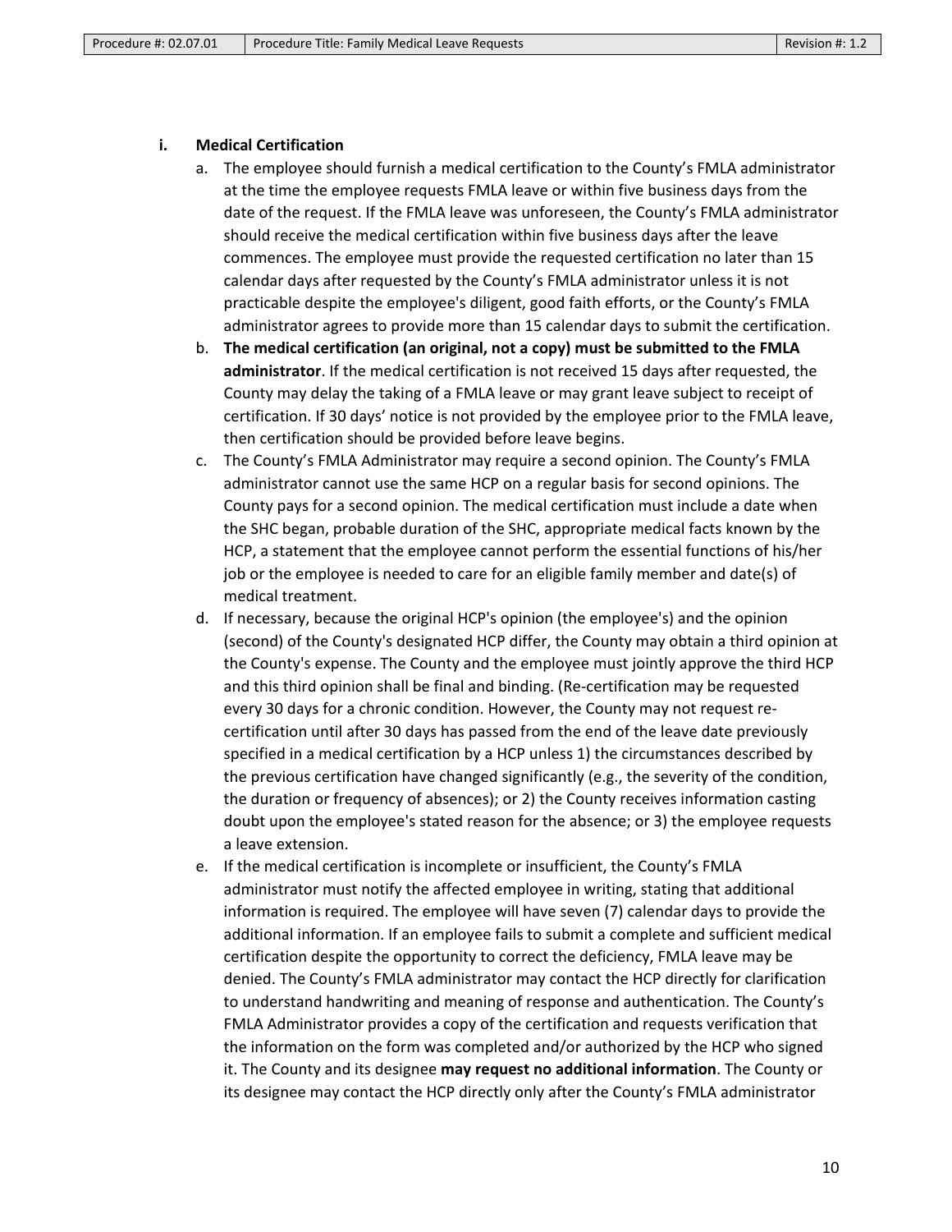### i. Medical Certification

a. The employee should furnish a medical certification to the County's FMLA administrator at the time the employee requests FMLA leave or within five business days from the date of the request. If the FMLA leave was unforeseen, the County's FMLA administrator should receive the medical certification within five business days after the leave commences. The employee must provide the requested certification no later than 15 calendar days after requested by the County's FMLA administrator unless it is not practicable despite the employee's diligent, good faith efforts, or the County's FMLA administrator agrees to provide more than 15 calendar days to submit the certification.

b. **The medical certification (an original, not a copy) must be submitted to the FMLA administrator**. If the medical certification is not received 15 days after requested, the County may delay the taking of a FMLA leave or may grant leave subject to receipt of certification. If 30 days' notice is not provided by the employee prior to the FMLA leave, then certification should be provided before leave begins.

c. The County's FMLA Administrator may require a second opinion. The County's FMLA administrator cannot use the same HCP on a regular basis for second opinions. The County pays for a second opinion. The medical certification must include a date when the SHC began, probable duration of the SHC, appropriate medical facts known by the HCP, a statement that the employee cannot perform the essential functions of his/her job or the employee is needed to care for an eligible family member and date(s) of medical treatment.

d. If necessary, because the original HCP's opinion (the employee's) and the opinion (second) of the County's designated HCP differ, the County may obtain a third opinion at the County's expense. The County and the employee must jointly approve the third HCP and this third opinion shall be final and binding. (Re-certification may be requested every 30 days for a chronic condition. However, the County may not request re-certification until after 30 days has passed from the end of the leave date previously specified in a medical certification by a HCP unless 1) the circumstances described by the previous certification have changed significantly (e.g., the severity of the condition, the duration or frequency of absences); or 2) the County receives information casting doubt upon the employee's stated reason for the absence; or 3) the employee requests a leave extension.

e. If the medical certification is incomplete or insufficient, the County's FMLA administrator must notify the affected employee in writing, stating that additional information is required. The employee will have seven (7) calendar days to provide the additional information. If an employee fails to submit a complete and sufficient medical certification despite the opportunity to correct the deficiency, FMLA leave may be denied. The County's FMLA administrator may contact the HCP directly for clarification to understand handwriting and meaning of response and authentication. The County's FMLA Administrator provides a copy of the certification and requests verification that the information on the form was completed and/or authorized by the HCP who signed it. The County and its designee **may request no additional information**. The County or its designee may contact the HCP directly only after the County's FMLA administrator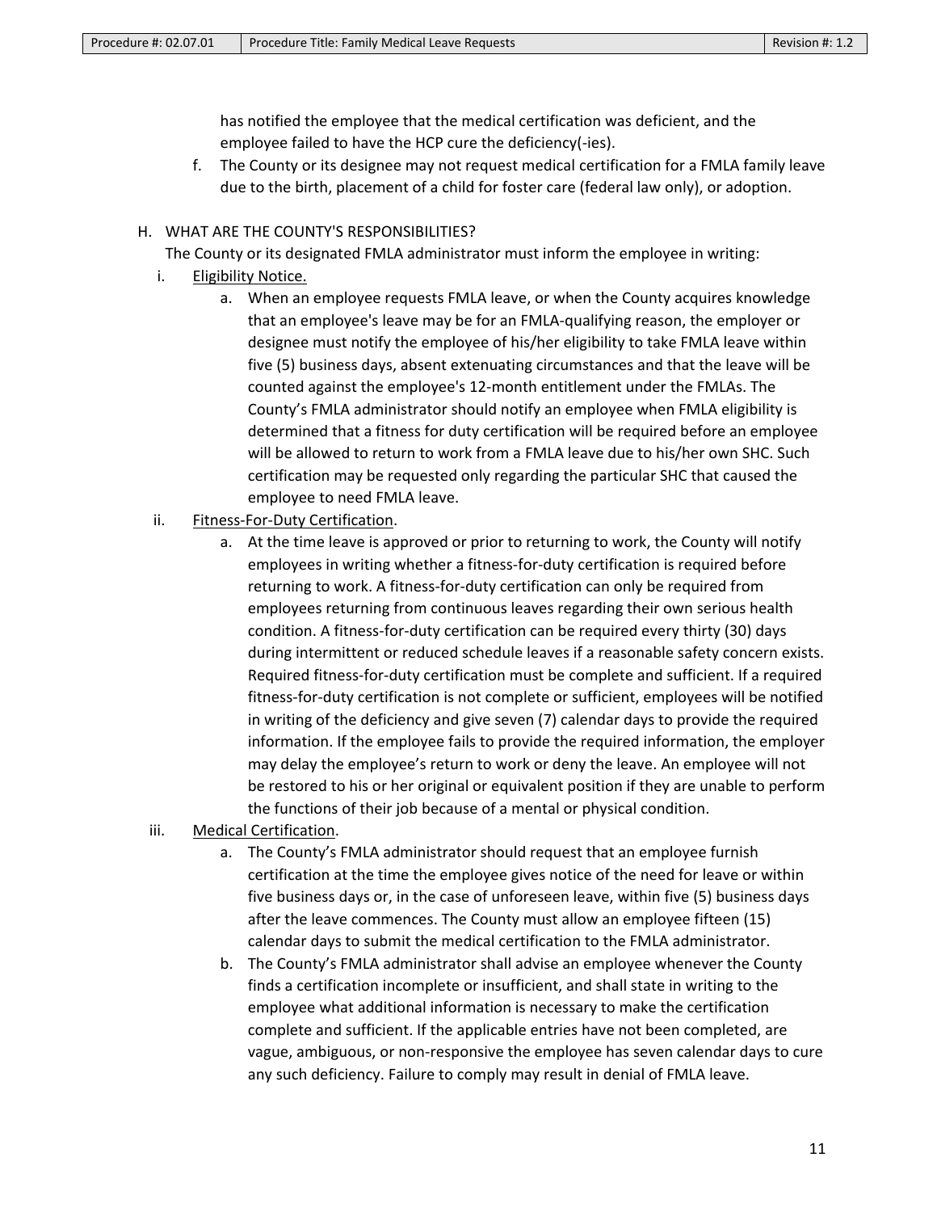has notified the employee that the medical certification was deficient, and the employee failed to have the HCP cure the deficiency(-ies).

f. The County or its designee may not request medical certification for a FMLA family leave due to the birth, placement of a child for foster care (federal law only), or adoption.

H. WHAT ARE THE COUNTY'S RESPONSIBILITIES?

The County or its designated FMLA administrator must inform the employee in writing:

i. <u>Eligibility Notice.</u>

   a. When an employee requests FMLA leave, or when the County acquires knowledge that an employee's leave may be for an FMLA-qualifying reason, the employer or designee must notify the employee of his/her eligibility to take FMLA leave within five (5) business days, absent extenuating circumstances and that the leave will be counted against the employee's 12-month entitlement under the FMLAs. The County's FMLA administrator should notify an employee when FMLA eligibility is determined that a fitness for duty certification will be required before an employee will be allowed to return to work from a FMLA leave due to his/her own SHC. Such certification may be requested only regarding the particular SHC that caused the employee to need FMLA leave.

ii. <u>Fitness-For-Duty Certification</u>.

   a. At the time leave is approved or prior to returning to work, the County will notify employees in writing whether a fitness-for-duty certification is required before returning to work. A fitness-for-duty certification can only be required from employees returning from continuous leaves regarding their own serious health condition. A fitness-for-duty certification can be required every thirty (30) days during intermittent or reduced schedule leaves if a reasonable safety concern exists. Required fitness-for-duty certification must be complete and sufficient. If a required fitness-for-duty certification is not complete or sufficient, employees will be notified in writing of the deficiency and give seven (7) calendar days to provide the required information. If the employee fails to provide the required information, the employer may delay the employee's return to work or deny the leave. An employee will not be restored to his or her original or equivalent position if they are unable to perform the functions of their job because of a mental or physical condition.

iii. <u>Medical Certification</u>.

   a. The County's FMLA administrator should request that an employee furnish certification at the time the employee gives notice of the need for leave or within five business days or, in the case of unforeseen leave, within five (5) business days after the leave commences. The County must allow an employee fifteen (15) calendar days to submit the medical certification to the FMLA administrator.

   b. The County's FMLA administrator shall advise an employee whenever the County finds a certification incomplete or insufficient, and shall state in writing to the employee what additional information is necessary to make the certification complete and sufficient. If the applicable entries have not been completed, are vague, ambiguous, or non-responsive the employee has seven calendar days to cure any such deficiency. Failure to comply may result in denial of FMLA leave.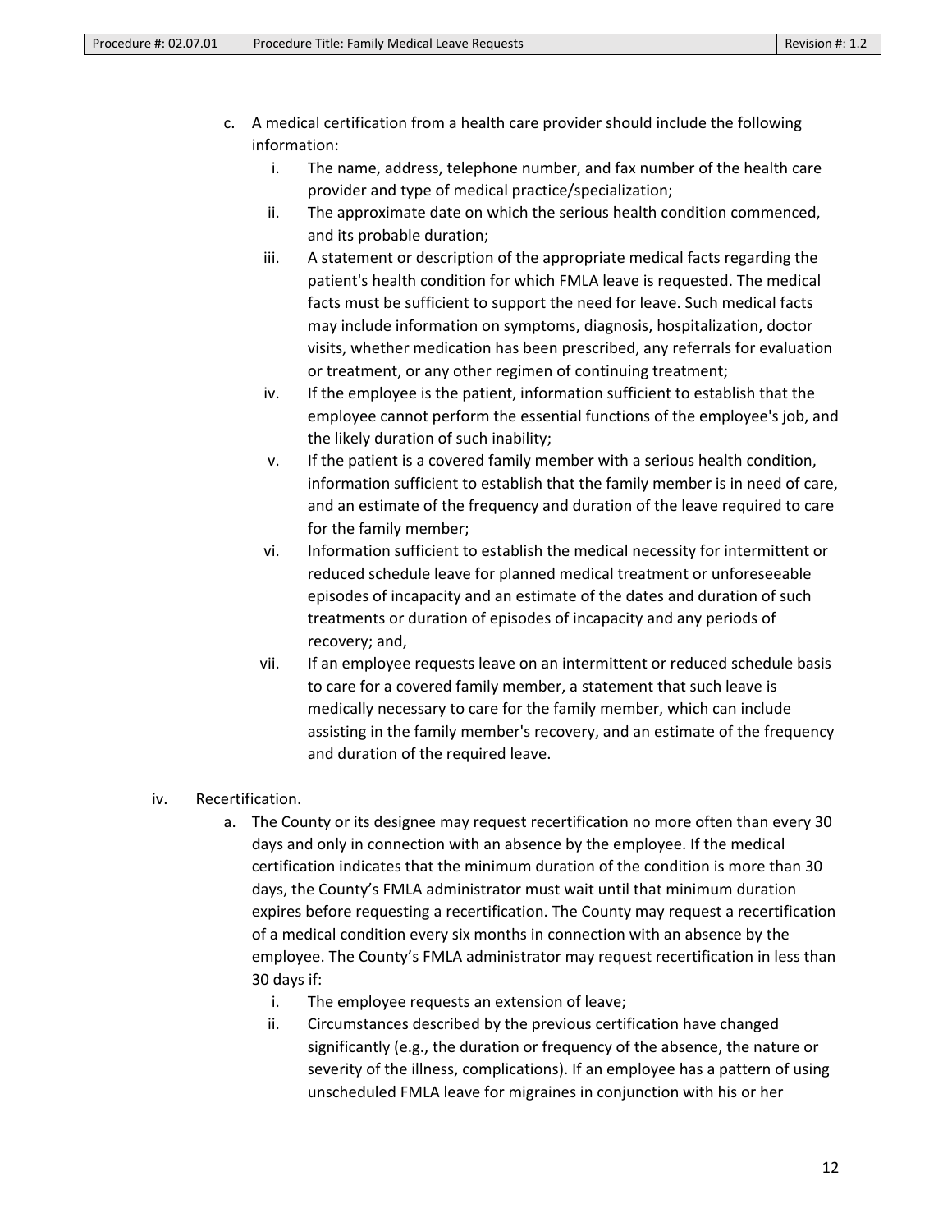c. A medical certification from a health care provider should include the following information:
   i. The name, address, telephone number, and fax number of the health care provider and type of medical practice/specialization;
   ii. The approximate date on which the serious health condition commenced, and its probable duration;
   iii. A statement or description of the appropriate medical facts regarding the patient's health condition for which FMLA leave is requested. The medical facts must be sufficient to support the need for leave. Such medical facts may include information on symptoms, diagnosis, hospitalization, doctor visits, whether medication has been prescribed, any referrals for evaluation or treatment, or any other regimen of continuing treatment;
   iv. If the employee is the patient, information sufficient to establish that the employee cannot perform the essential functions of the employee's job, and the likely duration of such inability;
   v. If the patient is a covered family member with a serious health condition, information sufficient to establish that the family member is in need of care, and an estimate of the frequency and duration of the leave required to care for the family member;
   vi. Information sufficient to establish the medical necessity for intermittent or reduced schedule leave for planned medical treatment or unforeseeable episodes of incapacity and an estimate of the dates and duration of such treatments or duration of episodes of incapacity and any periods of recovery; and,
   vii. If an employee requests leave on an intermittent or reduced schedule basis to care for a covered family member, a statement that such leave is medically necessary to care for the family member, which can include assisting in the family member's recovery, and an estimate of the frequency and duration of the required leave.

iv. Recertification.

   a. The County or its designee may request recertification no more often than every 30 days and only in connection with an absence by the employee. If the medical certification indicates that the minimum duration of the condition is more than 30 days, the County's FMLA administrator must wait until that minimum duration expires before requesting a recertification. The County may request a recertification of a medical condition every six months in connection with an absence by the employee. The County's FMLA administrator may request recertification in less than 30 days if:
      i. The employee requests an extension of leave;
      ii. Circumstances described by the previous certification have changed significantly (e.g., the duration or frequency of the absence, the nature or severity of the illness, complications). If an employee has a pattern of using unscheduled FMLA leave for migraines in conjunction with his or her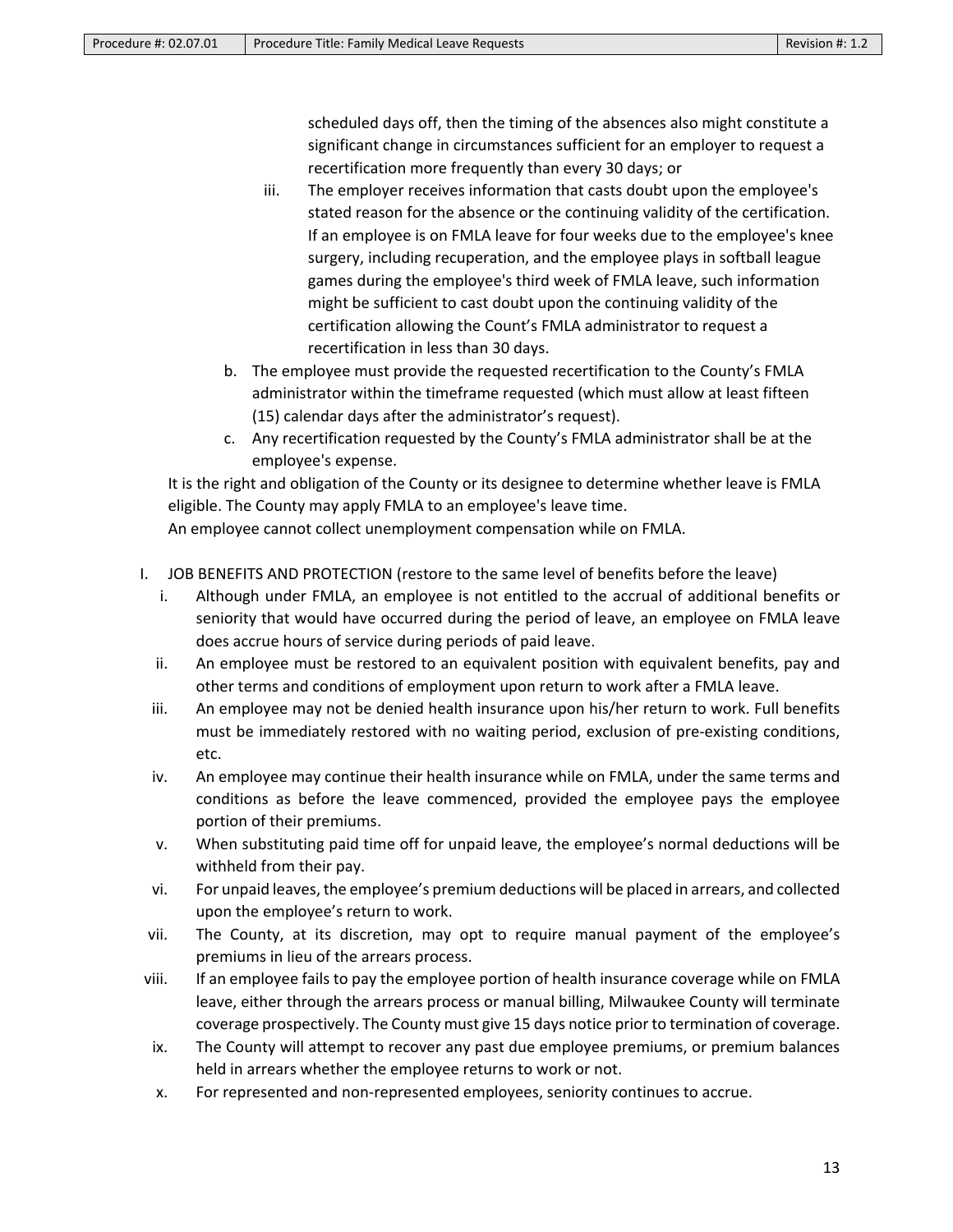scheduled days off, then the timing of the absences also might constitute a significant change in circumstances sufficient for an employer to request a recertification more frequently than every 30 days; or

iii. The employer receives information that casts doubt upon the employee's stated reason for the absence or the continuing validity of the certification. If an employee is on FMLA leave for four weeks due to the employee's knee surgery, including recuperation, and the employee plays in softball league games during the employee's third week of FMLA leave, such information might be sufficient to cast doubt upon the continuing validity of the certification allowing the Count's FMLA administrator to request a recertification in less than 30 days.

b. The employee must provide the requested recertification to the County's FMLA administrator within the timeframe requested (which must allow at least fifteen (15) calendar days after the administrator's request).

c. Any recertification requested by the County's FMLA administrator shall be at the employee's expense.

It is the right and obligation of the County or its designee to determine whether leave is FMLA eligible. The County may apply FMLA to an employee's leave time.

An employee cannot collect unemployment compensation while on FMLA.

I. JOB BENEFITS AND PROTECTION (restore to the same level of benefits before the leave)

i. Although under FMLA, an employee is not entitled to the accrual of additional benefits or seniority that would have occurred during the period of leave, an employee on FMLA leave does accrue hours of service during periods of paid leave.

ii. An employee must be restored to an equivalent position with equivalent benefits, pay and other terms and conditions of employment upon return to work after a FMLA leave.

iii. An employee may not be denied health insurance upon his/her return to work. Full benefits must be immediately restored with no waiting period, exclusion of pre-existing conditions, etc.

iv. An employee may continue their health insurance while on FMLA, under the same terms and conditions as before the leave commenced, provided the employee pays the employee portion of their premiums.

v. When substituting paid time off for unpaid leave, the employee's normal deductions will be withheld from their pay.

vi. For unpaid leaves, the employee's premium deductions will be placed in arrears, and collected upon the employee's return to work.

vii. The County, at its discretion, may opt to require manual payment of the employee's premiums in lieu of the arrears process.

viii. If an employee fails to pay the employee portion of health insurance coverage while on FMLA leave, either through the arrears process or manual billing, Milwaukee County will terminate coverage prospectively. The County must give 15 days notice prior to termination of coverage.

ix. The County will attempt to recover any past due employee premiums, or premium balances held in arrears whether the employee returns to work or not.

x. For represented and non-represented employees, seniority continues to accrue.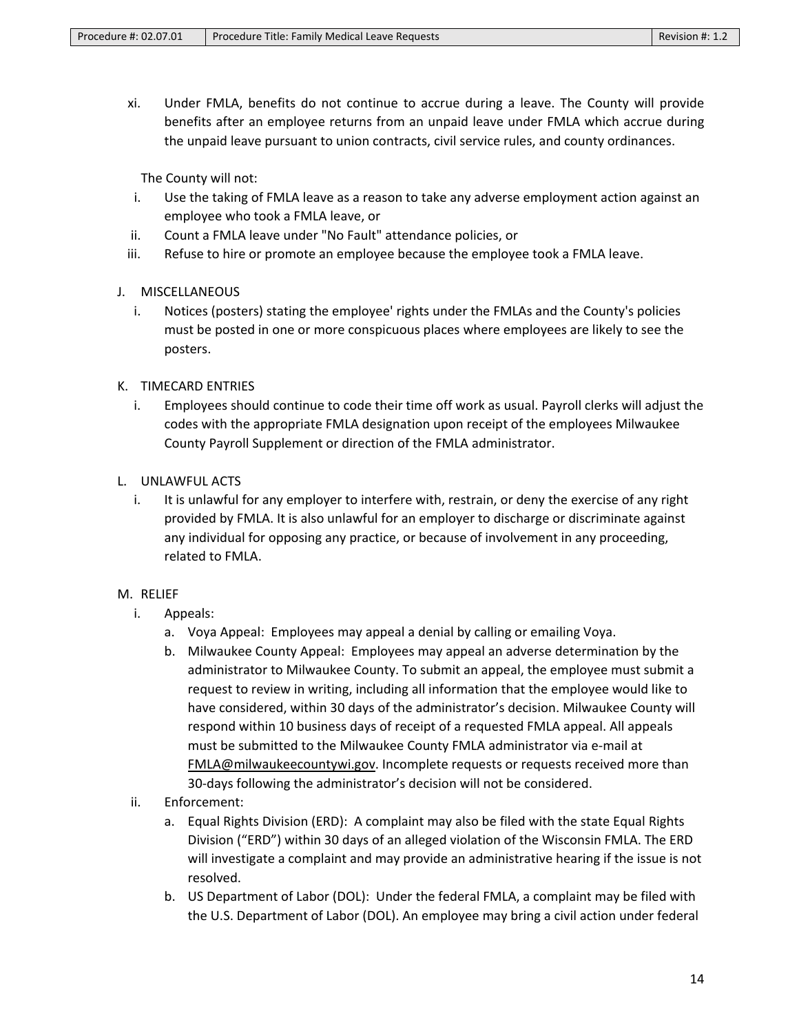xi. Under FMLA, benefits do not continue to accrue during a leave. The County will provide benefits after an employee returns from an unpaid leave under FMLA which accrue during the unpaid leave pursuant to union contracts, civil service rules, and county ordinances.

The County will not:

i. Use the taking of FMLA leave as a reason to take any adverse employment action against an employee who took a FMLA leave, or
ii. Count a FMLA leave under "No Fault" attendance policies, or
iii. Refuse to hire or promote an employee because the employee took a FMLA leave.

J. MISCELLANEOUS

i. Notices (posters) stating the employee' rights under the FMLAs and the County's policies must be posted in one or more conspicuous places where employees are likely to see the posters.

K. TIMECARD ENTRIES

i. Employees should continue to code their time off work as usual. Payroll clerks will adjust the codes with the appropriate FMLA designation upon receipt of the employees Milwaukee County Payroll Supplement or direction of the FMLA administrator.

L. UNLAWFUL ACTS

i. It is unlawful for any employer to interfere with, restrain, or deny the exercise of any right provided by FMLA. It is also unlawful for an employer to discharge or discriminate against any individual for opposing any practice, or because of involvement in any proceeding, related to FMLA.

M. RELIEF

i. Appeals:
   a. Voya Appeal: Employees may appeal a denial by calling or emailing Voya.
   b. Milwaukee County Appeal: Employees may appeal an adverse determination by the administrator to Milwaukee County. To submit an appeal, the employee must submit a request to review in writing, including all information that the employee would like to have considered, within 30 days of the administrator's decision. Milwaukee County will respond within 10 business days of receipt of a requested FMLA appeal. All appeals must be submitted to the Milwaukee County FMLA administrator via e-mail at FMLA@milwaukeecountywi.gov. Incomplete requests or requests received more than 30-days following the administrator's decision will not be considered.
ii. Enforcement:
   a. Equal Rights Division (ERD): A complaint may also be filed with the state Equal Rights Division ("ERD") within 30 days of an alleged violation of the Wisconsin FMLA. The ERD will investigate a complaint and may provide an administrative hearing if the issue is not resolved.
   b. US Department of Labor (DOL): Under the federal FMLA, a complaint may be filed with the U.S. Department of Labor (DOL). An employee may bring a civil action under federal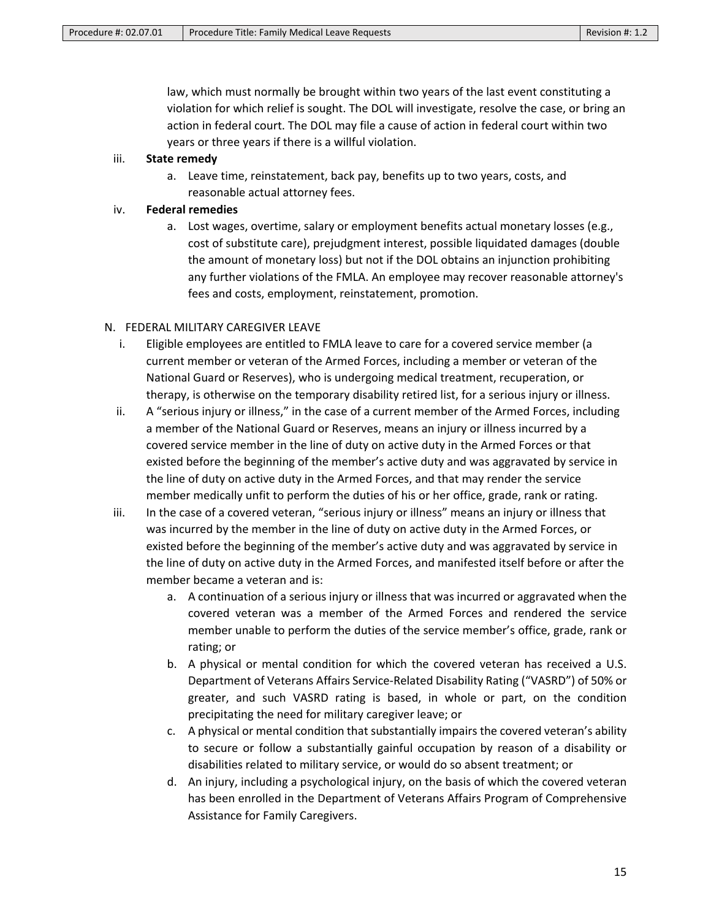law, which must normally be brought within two years of the last event constituting a violation for which relief is sought. The DOL will investigate, resolve the case, or bring an action in federal court. The DOL may file a cause of action in federal court within two years or three years if there is a willful violation.

iii. **State remedy**

a. Leave time, reinstatement, back pay, benefits up to two years, costs, and reasonable actual attorney fees.

iv. **Federal remedies**

a. Lost wages, overtime, salary or employment benefits actual monetary losses (e.g., cost of substitute care), prejudgment interest, possible liquidated damages (double the amount of monetary loss) but not if the DOL obtains an injunction prohibiting any further violations of the FMLA. An employee may recover reasonable attorney's fees and costs, employment, reinstatement, promotion.

N. FEDERAL MILITARY CAREGIVER LEAVE

i. Eligible employees are entitled to FMLA leave to care for a covered service member (a current member or veteran of the Armed Forces, including a member or veteran of the National Guard or Reserves), who is undergoing medical treatment, recuperation, or therapy, is otherwise on the temporary disability retired list, for a serious injury or illness.

ii. A "serious injury or illness," in the case of a current member of the Armed Forces, including a member of the National Guard or Reserves, means an injury or illness incurred by a covered service member in the line of duty on active duty in the Armed Forces or that existed before the beginning of the member's active duty and was aggravated by service in the line of duty on active duty in the Armed Forces, and that may render the service member medically unfit to perform the duties of his or her office, grade, rank or rating.

iii. In the case of a covered veteran, "serious injury or illness" means an injury or illness that was incurred by the member in the line of duty on active duty in the Armed Forces, or existed before the beginning of the member's active duty and was aggravated by service in the line of duty on active duty in the Armed Forces, and manifested itself before or after the member became a veteran and is:

a. A continuation of a serious injury or illness that was incurred or aggravated when the covered veteran was a member of the Armed Forces and rendered the service member unable to perform the duties of the service member's office, grade, rank or rating; or

b. A physical or mental condition for which the covered veteran has received a U.S. Department of Veterans Affairs Service-Related Disability Rating ("VASRD") of 50% or greater, and such VASRD rating is based, in whole or part, on the condition precipitating the need for military caregiver leave; or

c. A physical or mental condition that substantially impairs the covered veteran's ability to secure or follow a substantially gainful occupation by reason of a disability or disabilities related to military service, or would do so absent treatment; or

d. An injury, including a psychological injury, on the basis of which the covered veteran has been enrolled in the Department of Veterans Affairs Program of Comprehensive Assistance for Family Caregivers.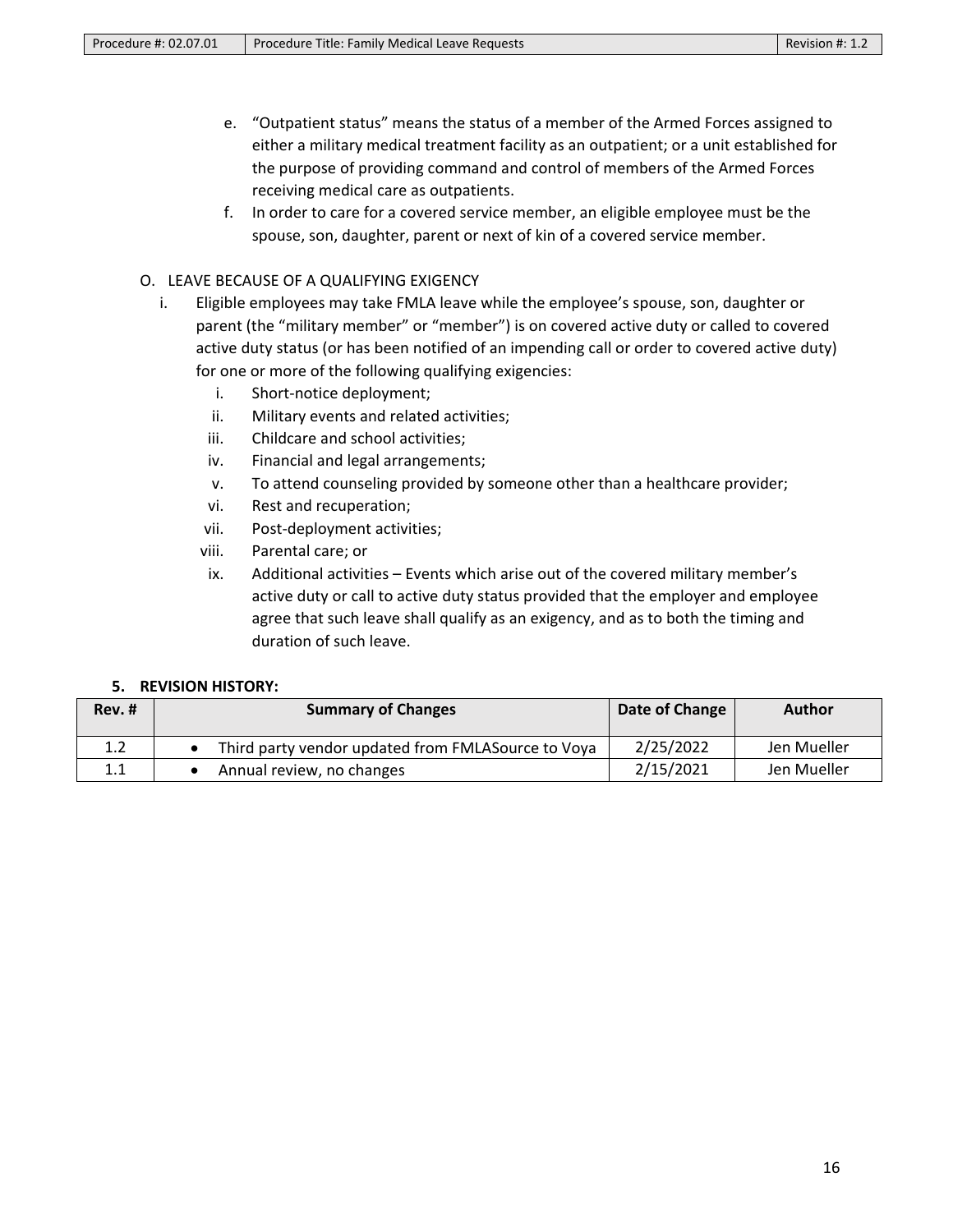e. "Outpatient status" means the status of a member of the Armed Forces assigned to either a military medical treatment facility as an outpatient; or a unit established for the purpose of providing command and control of members of the Armed Forces receiving medical care as outpatients.

f. In order to care for a covered service member, an eligible employee must be the spouse, son, daughter, parent or next of kin of a covered service member.

O. LEAVE BECAUSE OF A QUALIFYING EXIGENCY

i. Eligible employees may take FMLA leave while the employee's spouse, son, daughter or parent (the "military member" or "member") is on covered active duty or called to covered active duty status (or has been notified of an impending call or order to covered active duty) for one or more of the following qualifying exigencies:

   i. Short-notice deployment;
   ii. Military events and related activities;
   iii. Childcare and school activities;
   iv. Financial and legal arrangements;
   v. To attend counseling provided by someone other than a healthcare provider;
   vi. Rest and recuperation;
   vii. Post-deployment activities;
   viii. Parental care; or
   ix. Additional activities – Events which arise out of the covered military member's active duty or call to active duty status provided that the employer and employee agree that such leave shall qualify as an exigency, and as to both the timing and duration of such leave.

### 5. REVISION HISTORY:

| Rev. # | Summary of Changes | Date of Change | Author |
| --- | --- | --- | --- |
| 1.2 | • Third party vendor updated from FMLASource to Voya | 2/25/2022 | Jen Mueller |
| 1.1 | • Annual review, no changes | 2/15/2021 | Jen Mueller |